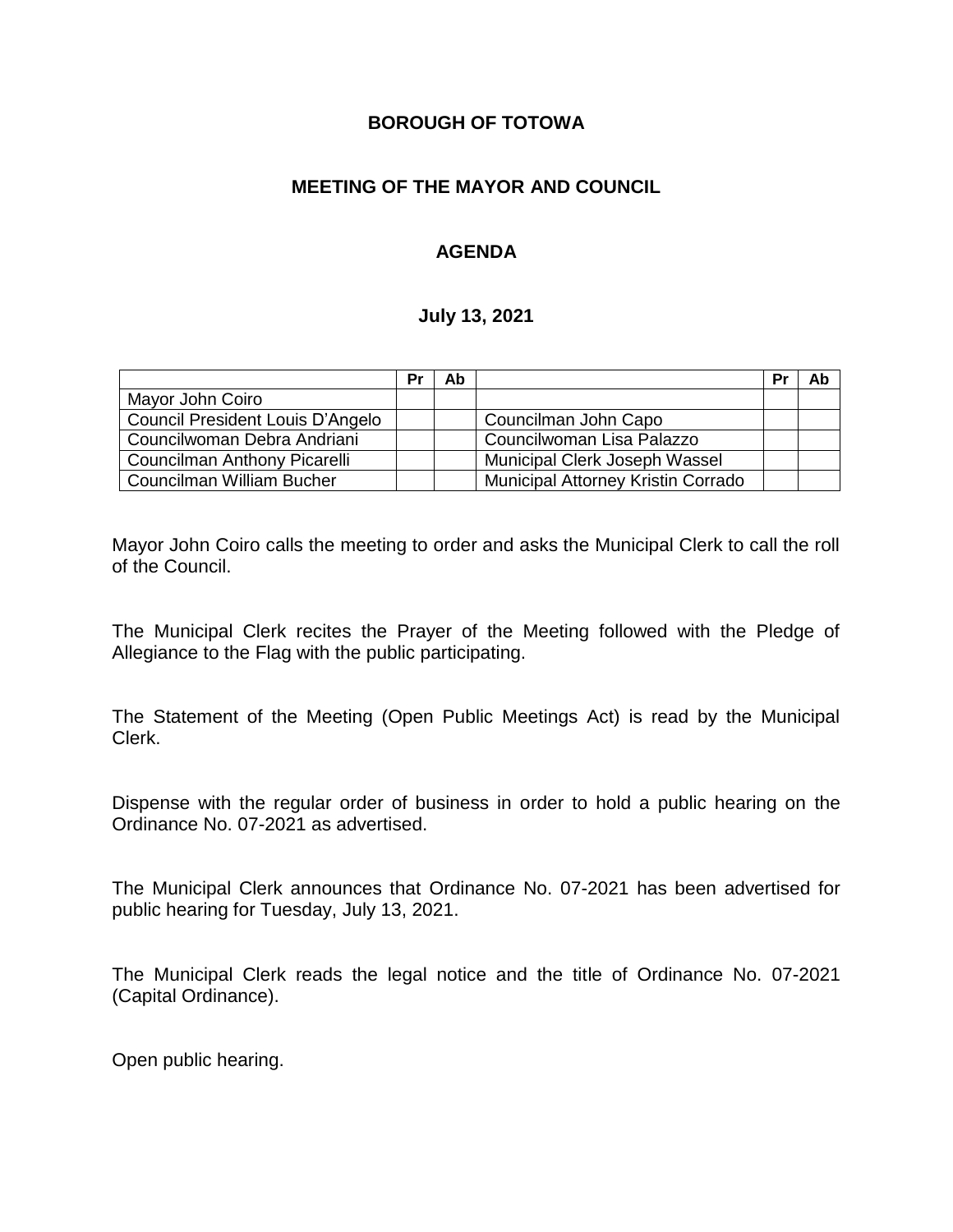**BOROUGH OF TOTOWA**

**MEETING OF THE MAYOR AND COUNCIL**

**AGENDA**

**July 13, 2021**

| | Pr | Ab | | Pr | Ab |
|---|---|---|---|---|---|
| Mayor John Coiro | | | | | |
| Council President Louis D'Angelo | | | Councilman John Capo | | |
| Councilwoman Debra Andriani | | | Councilwoman Lisa Palazzo | | |
| Councilman Anthony Picarelli | | | Municipal Clerk Joseph Wassel | | |
| Councilman William Bucher | | | Municipal Attorney Kristin Corrado | | |

Mayor John Coiro calls the meeting to order and asks the Municipal Clerk to call the roll of the Council.

The Municipal Clerk recites the Prayer of the Meeting followed with the Pledge of Allegiance to the Flag with the public participating.

The Statement of the Meeting (Open Public Meetings Act) is read by the Municipal Clerk.

Dispense with the regular order of business in order to hold a public hearing on the Ordinance No. 07-2021 as advertised.

The Municipal Clerk announces that Ordinance No. 07-2021 has been advertised for public hearing for Tuesday, July 13, 2021.

The Municipal Clerk reads the legal notice and the title of Ordinance No. 07-2021 (Capital Ordinance).

Open public hearing.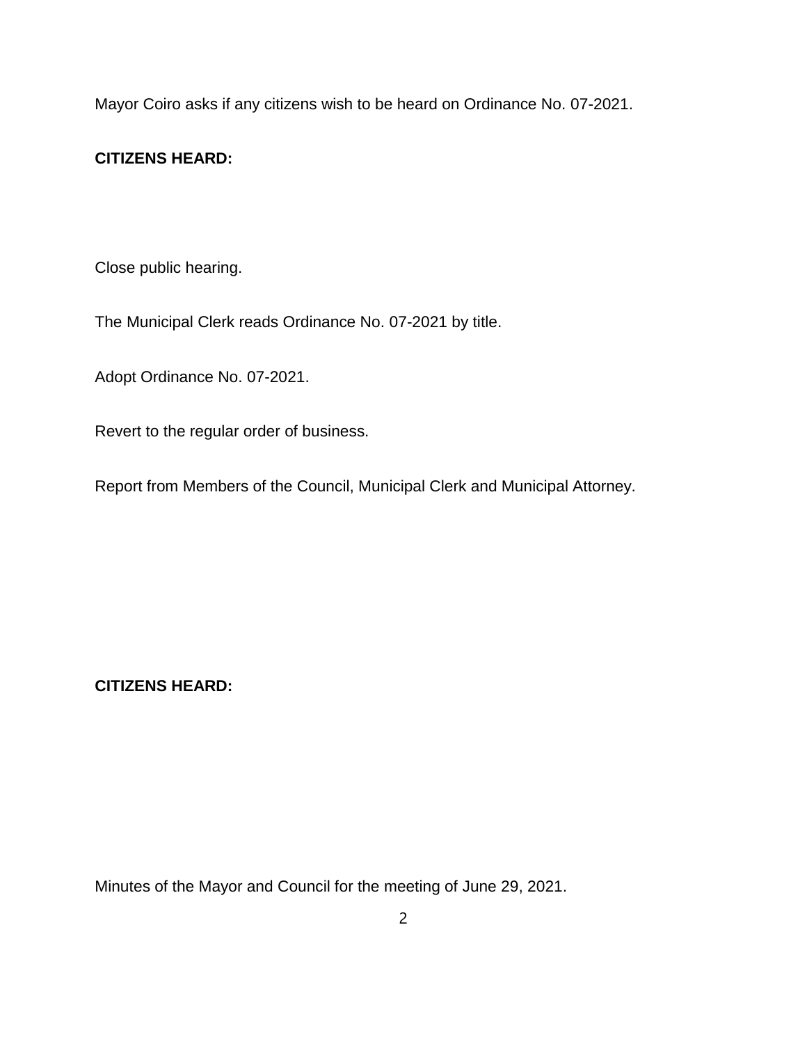Mayor Coiro asks if any citizens wish to be heard on Ordinance No. 07-2021.

**CITIZENS HEARD:**

Close public hearing.

The Municipal Clerk reads Ordinance No. 07-2021 by title.

Adopt Ordinance No. 07-2021.

Revert to the regular order of business.

Report from Members of the Council, Municipal Clerk and Municipal Attorney.

**CITIZENS HEARD:**

Minutes of the Mayor and Council for the meeting of June 29, 2021.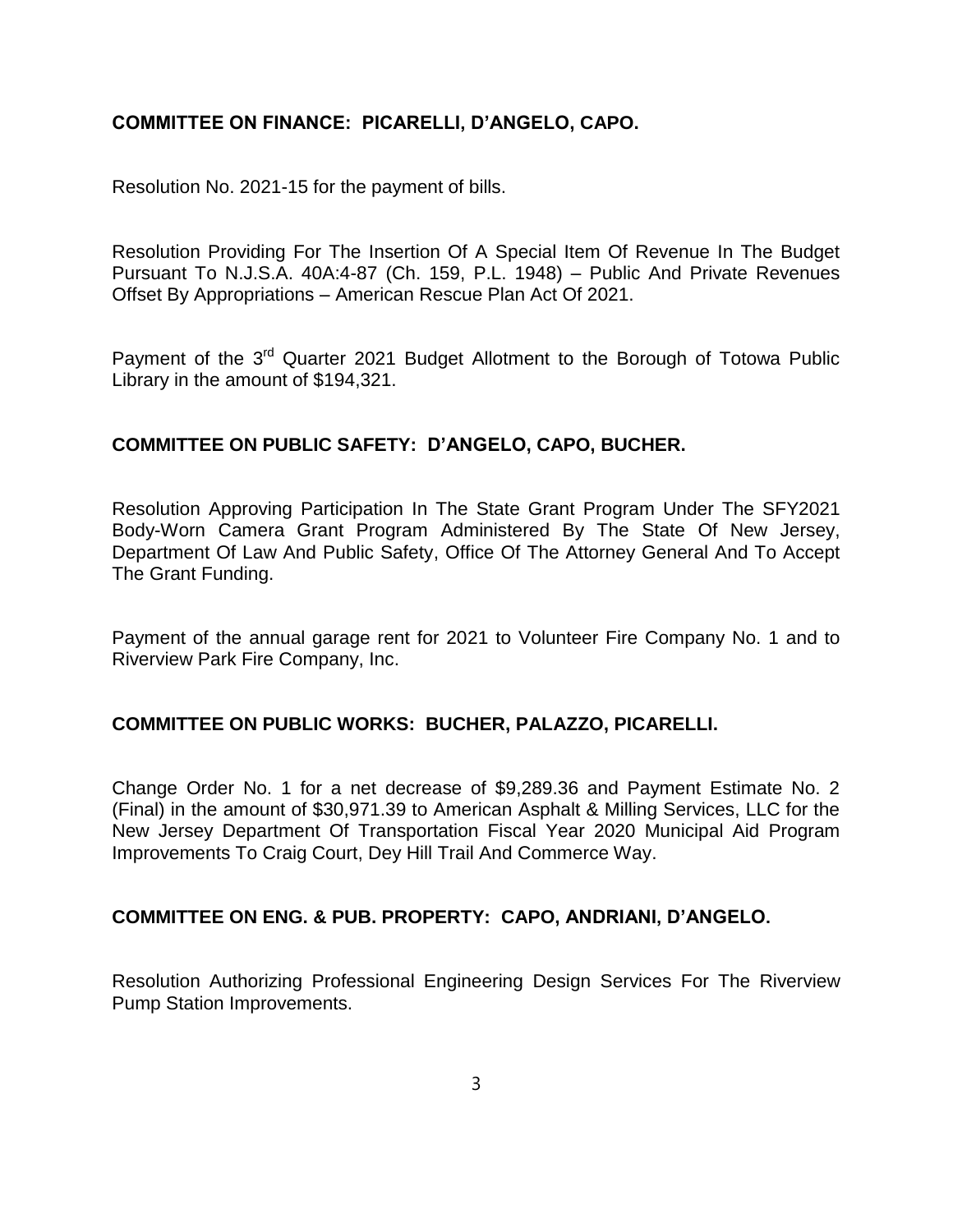**COMMITTEE ON FINANCE: PICARELLI, D'ANGELO, CAPO.**

Resolution No. 2021-15 for the payment of bills.

Resolution Providing For The Insertion Of A Special Item Of Revenue In The Budget Pursuant To N.J.S.A. 40A:4-87 (Ch. 159, P.L. 1948) – Public And Private Revenues Offset By Appropriations – American Rescue Plan Act Of 2021.

Payment of the 3rd Quarter 2021 Budget Allotment to the Borough of Totowa Public Library in the amount of $194,321.

**COMMITTEE ON PUBLIC SAFETY: D'ANGELO, CAPO, BUCHER.**

Resolution Approving Participation In The State Grant Program Under The SFY2021 Body-Worn Camera Grant Program Administered By The State Of New Jersey, Department Of Law And Public Safety, Office Of The Attorney General And To Accept The Grant Funding.

Payment of the annual garage rent for 2021 to Volunteer Fire Company No. 1 and to Riverview Park Fire Company, Inc.

**COMMITTEE ON PUBLIC WORKS: BUCHER, PALAZZO, PICARELLI.**

Change Order No. 1 for a net decrease of $9,289.36 and Payment Estimate No. 2 (Final) in the amount of $30,971.39 to American Asphalt & Milling Services, LLC for the New Jersey Department Of Transportation Fiscal Year 2020 Municipal Aid Program Improvements To Craig Court, Dey Hill Trail And Commerce Way.

**COMMITTEE ON ENG. & PUB. PROPERTY: CAPO, ANDRIANI, D'ANGELO.**

Resolution Authorizing Professional Engineering Design Services For The Riverview Pump Station Improvements.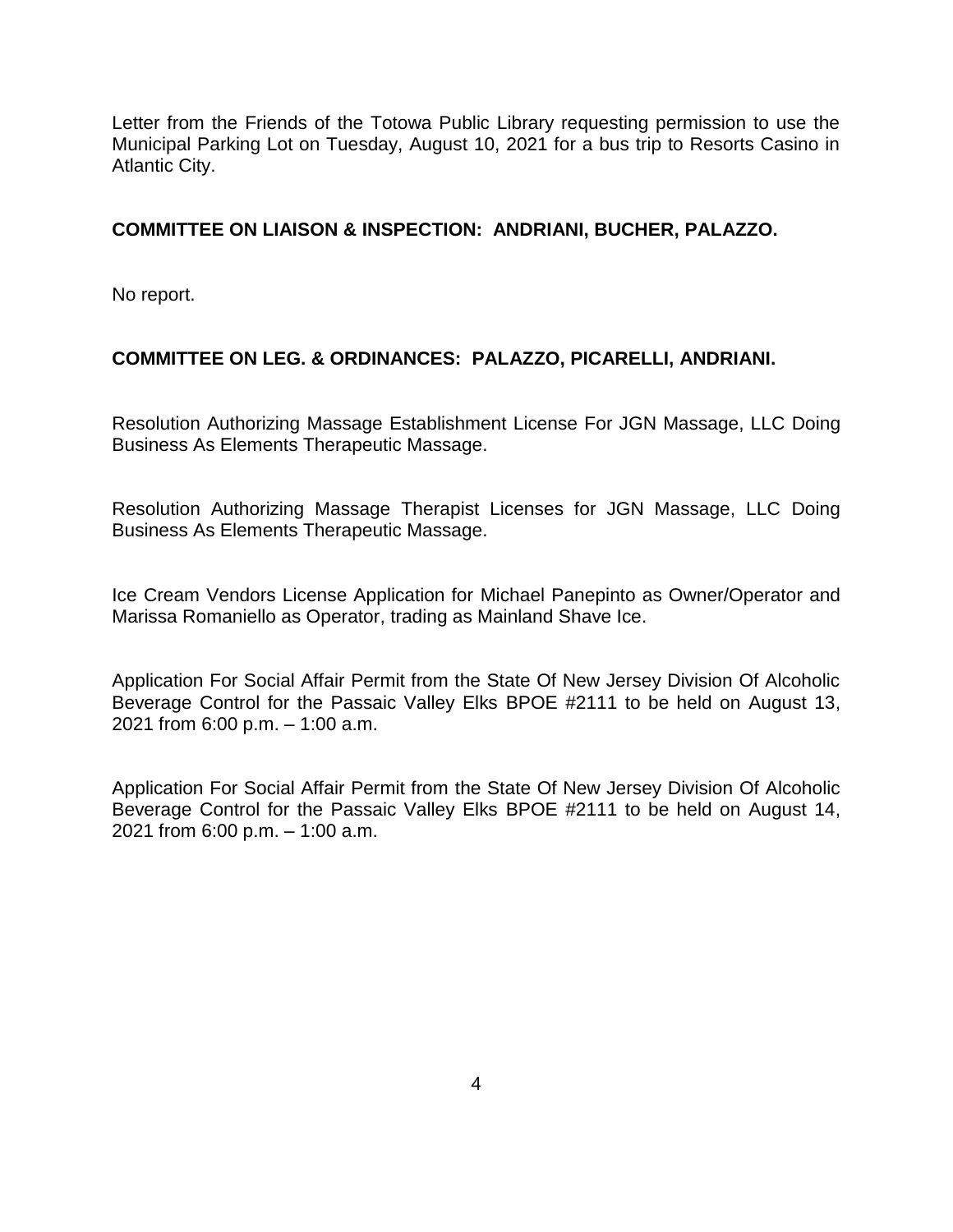Letter from the Friends of the Totowa Public Library requesting permission to use the Municipal Parking Lot on Tuesday, August 10, 2021 for a bus trip to Resorts Casino in Atlantic City.

**COMMITTEE ON LIAISON & INSPECTION: ANDRIANI, BUCHER, PALAZZO.**

No report.

**COMMITTEE ON LEG. & ORDINANCES: PALAZZO, PICARELLI, ANDRIANI.**

Resolution Authorizing Massage Establishment License For JGN Massage, LLC Doing Business As Elements Therapeutic Massage.

Resolution Authorizing Massage Therapist Licenses for JGN Massage, LLC Doing Business As Elements Therapeutic Massage.

Ice Cream Vendors License Application for Michael Panepinto as Owner/Operator and Marissa Romaniello as Operator, trading as Mainland Shave Ice.

Application For Social Affair Permit from the State Of New Jersey Division Of Alcoholic Beverage Control for the Passaic Valley Elks BPOE #2111 to be held on August 13, 2021 from 6:00 p.m. – 1:00 a.m.

Application For Social Affair Permit from the State Of New Jersey Division Of Alcoholic Beverage Control for the Passaic Valley Elks BPOE #2111 to be held on August 14, 2021 from 6:00 p.m. – 1:00 a.m.